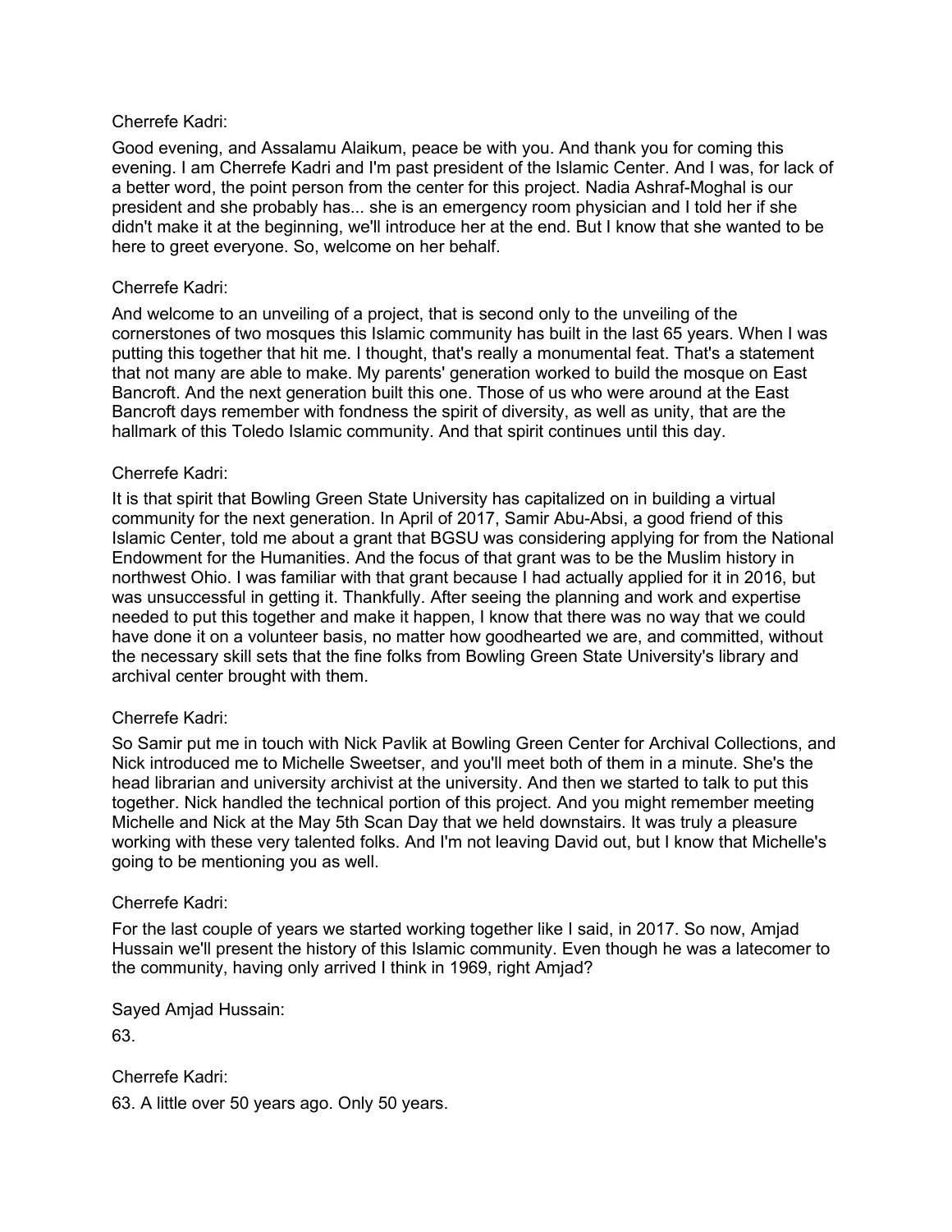Cherrefe Kadri:

Good evening, and Assalamu Alaikum, peace be with you. And thank you for coming this evening. I am Cherrefe Kadri and I'm past president of the Islamic Center. And I was, for lack of a better word, the point person from the center for this project. Nadia Ashraf-Moghal is our president and she probably has... she is an emergency room physician and I told her if she didn't make it at the beginning, we'll introduce her at the end. But I know that she wanted to be here to greet everyone. So, welcome on her behalf.

Cherrefe Kadri:

And welcome to an unveiling of a project, that is second only to the unveiling of the cornerstones of two mosques this Islamic community has built in the last 65 years. When I was putting this together that hit me. I thought, that's really a monumental feat. That's a statement that not many are able to make. My parents' generation worked to build the mosque on East Bancroft. And the next generation built this one. Those of us who were around at the East Bancroft days remember with fondness the spirit of diversity, as well as unity, that are the hallmark of this Toledo Islamic community. And that spirit continues until this day.

Cherrefe Kadri:

It is that spirit that Bowling Green State University has capitalized on in building a virtual community for the next generation. In April of 2017, Samir Abu-Absi, a good friend of this Islamic Center, told me about a grant that BGSU was considering applying for from the National Endowment for the Humanities. And the focus of that grant was to be the Muslim history in northwest Ohio. I was familiar with that grant because I had actually applied for it in 2016, but was unsuccessful in getting it. Thankfully. After seeing the planning and work and expertise needed to put this together and make it happen, I know that there was no way that we could have done it on a volunteer basis, no matter how goodhearted we are, and committed, without the necessary skill sets that the fine folks from Bowling Green State University's library and archival center brought with them.

Cherrefe Kadri:

So Samir put me in touch with Nick Pavlik at Bowling Green Center for Archival Collections, and Nick introduced me to Michelle Sweetser, and you'll meet both of them in a minute. She's the head librarian and university archivist at the university. And then we started to talk to put this together. Nick handled the technical portion of this project. And you might remember meeting Michelle and Nick at the May 5th Scan Day that we held downstairs. It was truly a pleasure working with these very talented folks. And I'm not leaving David out, but I know that Michelle's going to be mentioning you as well.

Cherrefe Kadri:

For the last couple of years we started working together like I said, in 2017. So now, Amjad Hussain we'll present the history of this Islamic community. Even though he was a latecomer to the community, having only arrived I think in 1969, right Amjad?

Sayed Amjad Hussain:

63.

Cherrefe Kadri:

63. A little over 50 years ago. Only 50 years.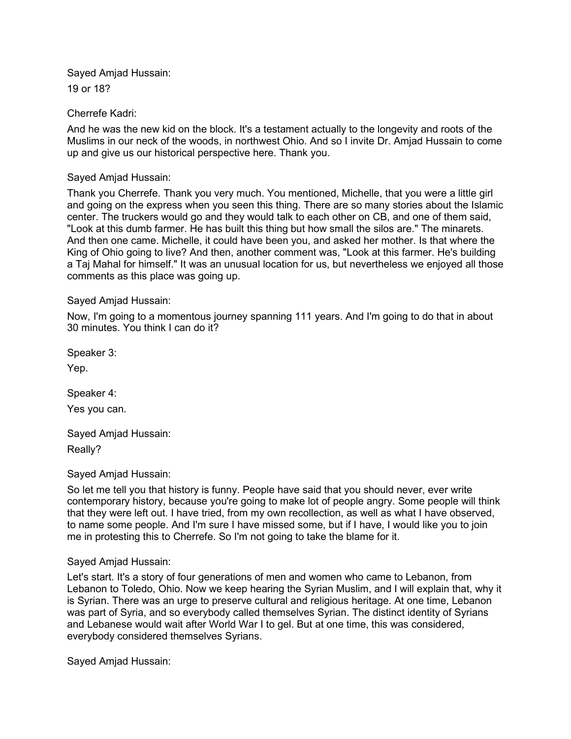Sayed Amjad Hussain:

19 or 18?

Cherrefe Kadri:

And he was the new kid on the block. It's a testament actually to the longevity and roots of the Muslims in our neck of the woods, in northwest Ohio. And so I invite Dr. Amjad Hussain to come up and give us our historical perspective here. Thank you.

Sayed Amjad Hussain:

Thank you Cherrefe. Thank you very much. You mentioned, Michelle, that you were a little girl and going on the express when you seen this thing. There are so many stories about the Islamic center. The truckers would go and they would talk to each other on CB, and one of them said, "Look at this dumb farmer. He has built this thing but how small the silos are." The minarets. And then one came. Michelle, it could have been you, and asked her mother. Is that where the King of Ohio going to live? And then, another comment was, "Look at this farmer. He's building a Taj Mahal for himself." It was an unusual location for us, but nevertheless we enjoyed all those comments as this place was going up.

Sayed Amjad Hussain:

Now, I'm going to a momentous journey spanning 111 years. And I'm going to do that in about 30 minutes. You think I can do it?

Speaker 3:

Yep.

Speaker 4:

Yes you can.

Sayed Amjad Hussain:

Really?

Sayed Amjad Hussain:

So let me tell you that history is funny. People have said that you should never, ever write contemporary history, because you're going to make lot of people angry. Some people will think that they were left out. I have tried, from my own recollection, as well as what I have observed, to name some people. And I'm sure I have missed some, but if I have, I would like you to join me in protesting this to Cherrefe. So I'm not going to take the blame for it.

Sayed Amjad Hussain:

Let's start. It's a story of four generations of men and women who came to Lebanon, from Lebanon to Toledo, Ohio. Now we keep hearing the Syrian Muslim, and I will explain that, why it is Syrian. There was an urge to preserve cultural and religious heritage. At one time, Lebanon was part of Syria, and so everybody called themselves Syrian. The distinct identity of Syrians and Lebanese would wait after World War I to gel. But at one time, this was considered, everybody considered themselves Syrians.

Sayed Amjad Hussain: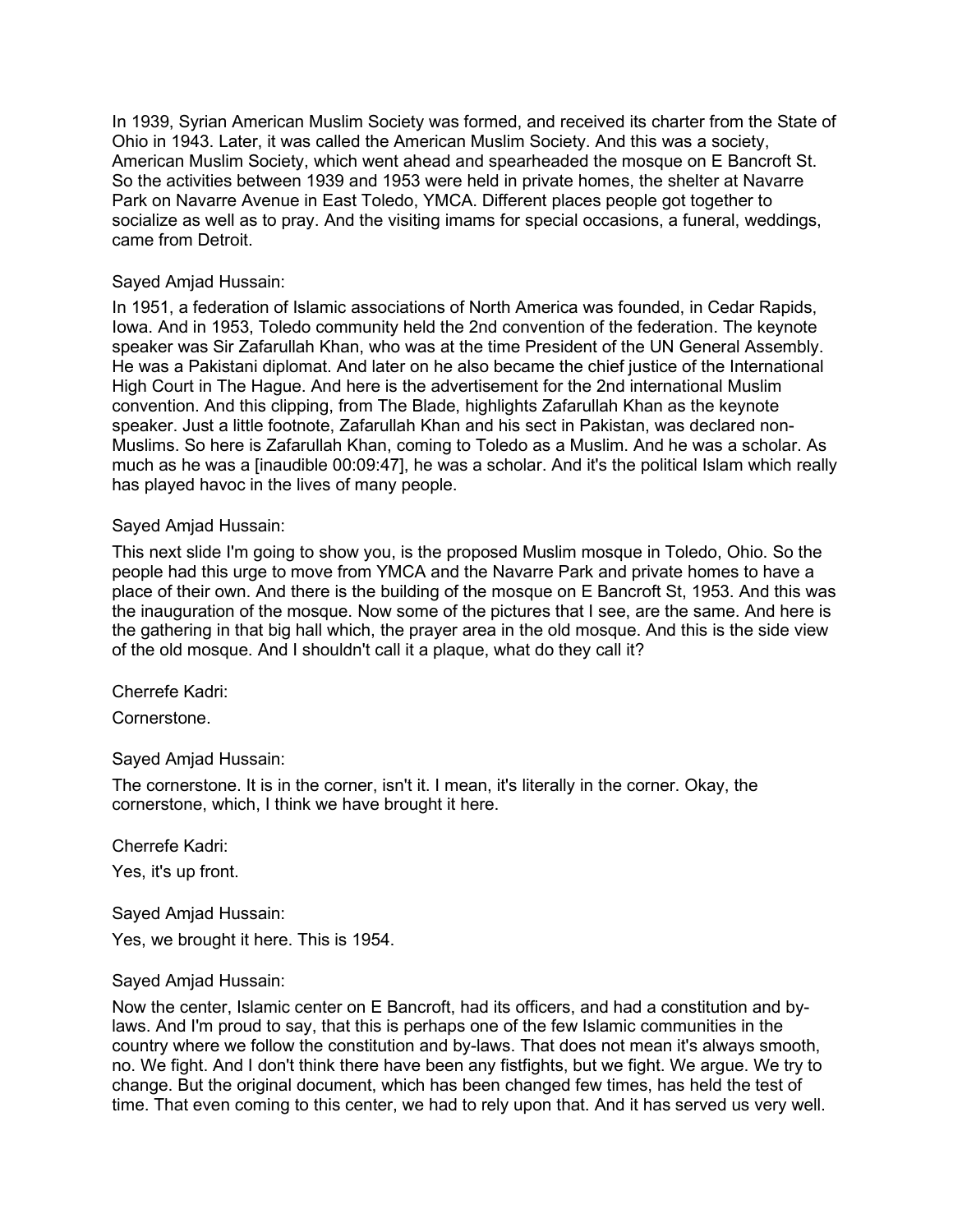In 1939, Syrian American Muslim Society was formed, and received its charter from the State of Ohio in 1943. Later, it was called the American Muslim Society. And this was a society, American Muslim Society, which went ahead and spearheaded the mosque on E Bancroft St. So the activities between 1939 and 1953 were held in private homes, the shelter at Navarre Park on Navarre Avenue in East Toledo, YMCA. Different places people got together to socialize as well as to pray. And the visiting imams for special occasions, a funeral, weddings, came from Detroit.

Sayed Amjad Hussain:

In 1951, a federation of Islamic associations of North America was founded, in Cedar Rapids, Iowa. And in 1953, Toledo community held the 2nd convention of the federation. The keynote speaker was Sir Zafarullah Khan, who was at the time President of the UN General Assembly. He was a Pakistani diplomat. And later on he also became the chief justice of the International High Court in The Hague. And here is the advertisement for the 2nd international Muslim convention. And this clipping, from The Blade, highlights Zafarullah Khan as the keynote speaker. Just a little footnote, Zafarullah Khan and his sect in Pakistan, was declared non-Muslims. So here is Zafarullah Khan, coming to Toledo as a Muslim. And he was a scholar. As much as he was a [inaudible 00:09:47], he was a scholar. And it's the political Islam which really has played havoc in the lives of many people.

Sayed Amjad Hussain:

This next slide I'm going to show you, is the proposed Muslim mosque in Toledo, Ohio. So the people had this urge to move from YMCA and the Navarre Park and private homes to have a place of their own. And there is the building of the mosque on E Bancroft St, 1953. And this was the inauguration of the mosque. Now some of the pictures that I see, are the same. And here is the gathering in that big hall which, the prayer area in the old mosque. And this is the side view of the old mosque. And I shouldn't call it a plaque, what do they call it?

Cherrefe Kadri:

Cornerstone.

Sayed Amjad Hussain:

The cornerstone. It is in the corner, isn't it. I mean, it's literally in the corner. Okay, the cornerstone, which, I think we have brought it here.

Cherrefe Kadri:

Yes, it's up front.

Sayed Amjad Hussain:

Yes, we brought it here. This is 1954.

Sayed Amjad Hussain:

Now the center, Islamic center on E Bancroft, had its officers, and had a constitution and by-laws. And I'm proud to say, that this is perhaps one of the few Islamic communities in the country where we follow the constitution and by-laws. That does not mean it's always smooth, no. We fight. And I don't think there have been any fistfights, but we fight. We argue. We try to change. But the original document, which has been changed few times, has held the test of time. That even coming to this center, we had to rely upon that. And it has served us very well.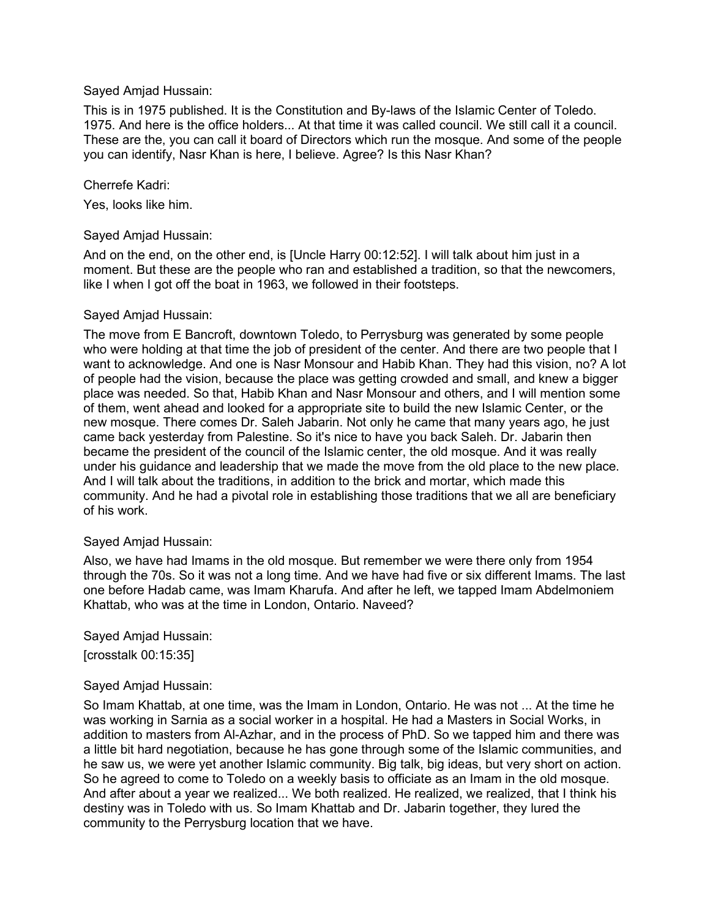Sayed Amjad Hussain:

This is in 1975 published. It is the Constitution and By-laws of the Islamic Center of Toledo. 1975. And here is the office holders... At that time it was called council. We still call it a council. These are the, you can call it board of Directors which run the mosque. And some of the people you can identify, Nasr Khan is here, I believe. Agree? Is this Nasr Khan?

Cherrefe Kadri:

Yes, looks like him.

Sayed Amjad Hussain:

And on the end, on the other end, is [Uncle Harry 00:12:52]. I will talk about him just in a moment. But these are the people who ran and established a tradition, so that the newcomers, like I when I got off the boat in 1963, we followed in their footsteps.

Sayed Amjad Hussain:

The move from E Bancroft, downtown Toledo, to Perrysburg was generated by some people who were holding at that time the job of president of the center. And there are two people that I want to acknowledge. And one is Nasr Monsour and Habib Khan. They had this vision, no? A lot of people had the vision, because the place was getting crowded and small, and knew a bigger place was needed. So that, Habib Khan and Nasr Monsour and others, and I will mention some of them, went ahead and looked for a appropriate site to build the new Islamic Center, or the new mosque. There comes Dr. Saleh Jabarin. Not only he came that many years ago, he just came back yesterday from Palestine. So it's nice to have you back Saleh. Dr. Jabarin then became the president of the council of the Islamic center, the old mosque. And it was really under his guidance and leadership that we made the move from the old place to the new place. And I will talk about the traditions, in addition to the brick and mortar, which made this community. And he had a pivotal role in establishing those traditions that we all are beneficiary of his work.

Sayed Amjad Hussain:

Also, we have had Imams in the old mosque. But remember we were there only from 1954 through the 70s. So it was not a long time. And we have had five or six different Imams. The last one before Hadab came, was Imam Kharufa. And after he left, we tapped Imam Abdelmoniem Khattab, who was at the time in London, Ontario. Naveed?

Sayed Amjad Hussain:

[crosstalk 00:15:35]

Sayed Amjad Hussain:

So Imam Khattab, at one time, was the Imam in London, Ontario. He was not ... At the time he was working in Sarnia as a social worker in a hospital. He had a Masters in Social Works, in addition to masters from Al-Azhar, and in the process of PhD. So we tapped him and there was a little bit hard negotiation, because he has gone through some of the Islamic communities, and he saw us, we were yet another Islamic community. Big talk, big ideas, but very short on action. So he agreed to come to Toledo on a weekly basis to officiate as an Imam in the old mosque. And after about a year we realized... We both realized. He realized, we realized, that I think his destiny was in Toledo with us. So Imam Khattab and Dr. Jabarin together, they lured the community to the Perrysburg location that we have.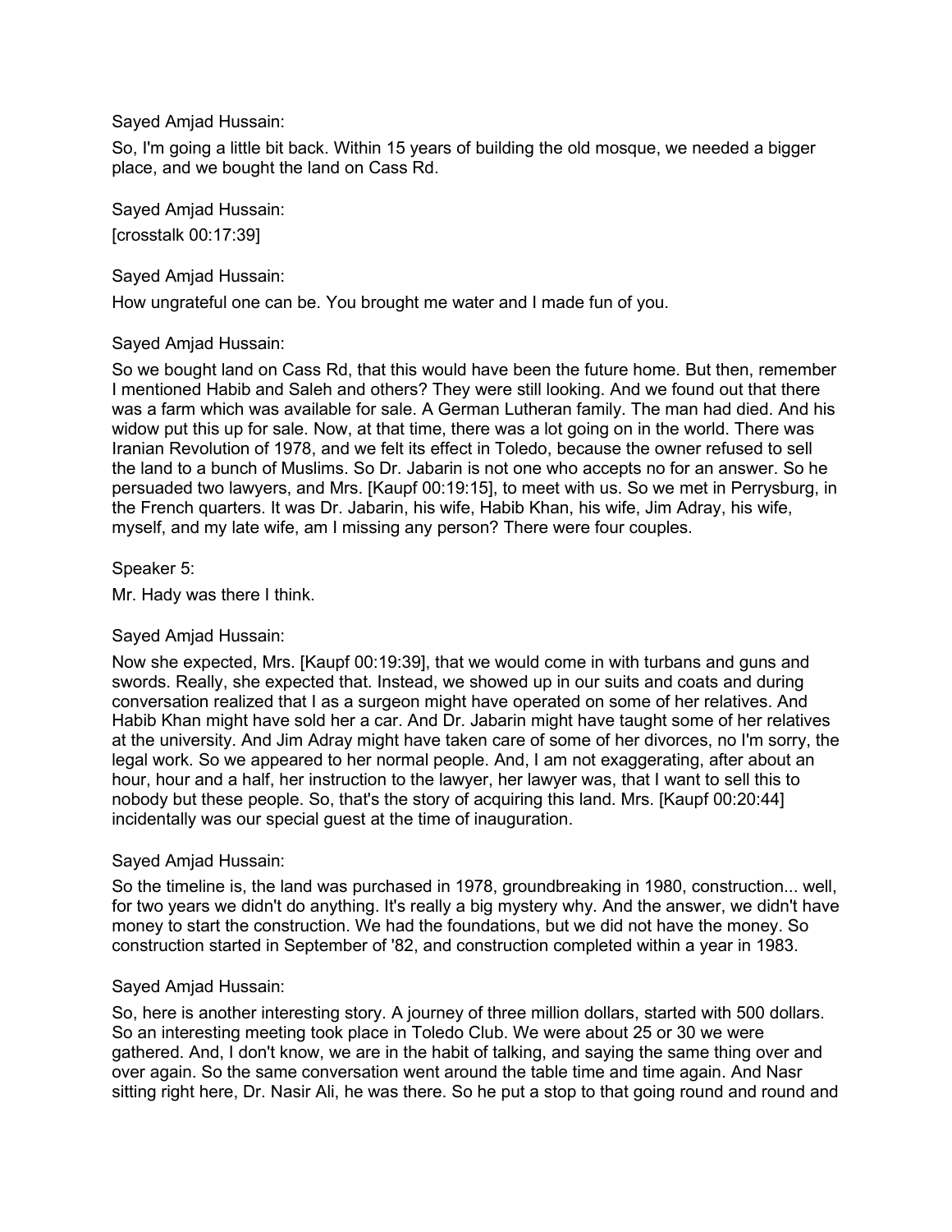Sayed Amjad Hussain:

So, I'm going a little bit back. Within 15 years of building the old mosque, we needed a bigger place, and we bought the land on Cass Rd.

Sayed Amjad Hussain:

[crosstalk 00:17:39]

Sayed Amjad Hussain:

How ungrateful one can be. You brought me water and I made fun of you.

Sayed Amjad Hussain:

So we bought land on Cass Rd, that this would have been the future home. But then, remember I mentioned Habib and Saleh and others? They were still looking. And we found out that there was a farm which was available for sale. A German Lutheran family. The man had died. And his widow put this up for sale. Now, at that time, there was a lot going on in the world. There was Iranian Revolution of 1978, and we felt its effect in Toledo, because the owner refused to sell the land to a bunch of Muslims. So Dr. Jabarin is not one who accepts no for an answer. So he persuaded two lawyers, and Mrs. [Kaupf 00:19:15], to meet with us. So we met in Perrysburg, in the French quarters. It was Dr. Jabarin, his wife, Habib Khan, his wife, Jim Adray, his wife, myself, and my late wife, am I missing any person? There were four couples.

Speaker 5:

Mr. Hady was there I think.

Sayed Amjad Hussain:

Now she expected, Mrs. [Kaupf 00:19:39], that we would come in with turbans and guns and swords. Really, she expected that. Instead, we showed up in our suits and coats and during conversation realized that I as a surgeon might have operated on some of her relatives. And Habib Khan might have sold her a car. And Dr. Jabarin might have taught some of her relatives at the university. And Jim Adray might have taken care of some of her divorces, no I'm sorry, the legal work. So we appeared to her normal people. And, I am not exaggerating, after about an hour, hour and a half, her instruction to the lawyer, her lawyer was, that I want to sell this to nobody but these people. So, that's the story of acquiring this land. Mrs. [Kaupf 00:20:44] incidentally was our special guest at the time of inauguration.

Sayed Amjad Hussain:

So the timeline is, the land was purchased in 1978, groundbreaking in 1980, construction... well, for two years we didn't do anything. It's really a big mystery why. And the answer, we didn't have money to start the construction. We had the foundations, but we did not have the money. So construction started in September of '82, and construction completed within a year in 1983.

Sayed Amjad Hussain:

So, here is another interesting story. A journey of three million dollars, started with 500 dollars. So an interesting meeting took place in Toledo Club. We were about 25 or 30 we were gathered. And, I don't know, we are in the habit of talking, and saying the same thing over and over again. So the same conversation went around the table time and time again. And Nasr sitting right here, Dr. Nasir Ali, he was there. So he put a stop to that going round and round and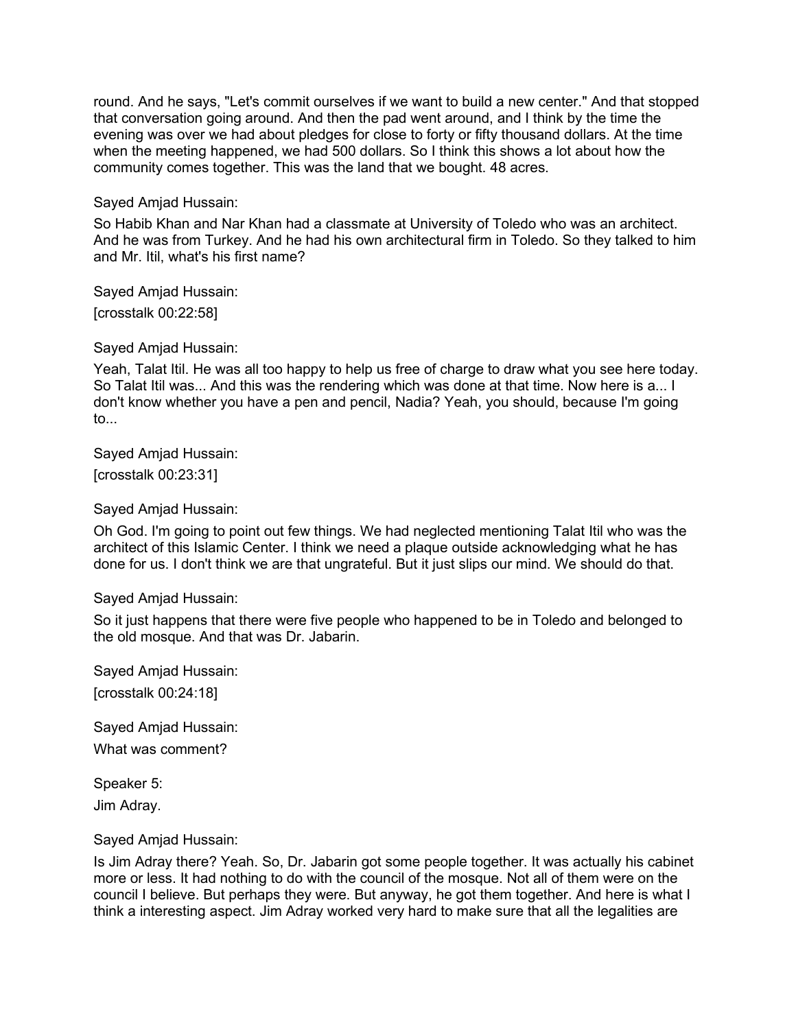round. And he says, "Let's commit ourselves if we want to build a new center." And that stopped that conversation going around. And then the pad went around, and I think by the time the evening was over we had about pledges for close to forty or fifty thousand dollars. At the time when the meeting happened, we had 500 dollars. So I think this shows a lot about how the community comes together. This was the land that we bought. 48 acres.

Sayed Amjad Hussain:

So Habib Khan and Nar Khan had a classmate at University of Toledo who was an architect. And he was from Turkey. And he had his own architectural firm in Toledo. So they talked to him and Mr. Itil, what's his first name?

Sayed Amjad Hussain:

[crosstalk 00:22:58]

Sayed Amjad Hussain:

Yeah, Talat Itil. He was all too happy to help us free of charge to draw what you see here today. So Talat Itil was... And this was the rendering which was done at that time. Now here is a... I don't know whether you have a pen and pencil, Nadia? Yeah, you should, because I'm going to...

Sayed Amjad Hussain:

[crosstalk 00:23:31]

Sayed Amjad Hussain:

Oh God. I'm going to point out few things. We had neglected mentioning Talat Itil who was the architect of this Islamic Center. I think we need a plaque outside acknowledging what he has done for us. I don't think we are that ungrateful. But it just slips our mind. We should do that.

Sayed Amjad Hussain:

So it just happens that there were five people who happened to be in Toledo and belonged to the old mosque. And that was Dr. Jabarin.

Sayed Amjad Hussain:

[crosstalk 00:24:18]

Sayed Amjad Hussain:

What was comment?

Speaker 5:

Jim Adray.

Sayed Amjad Hussain:

Is Jim Adray there? Yeah. So, Dr. Jabarin got some people together. It was actually his cabinet more or less. It had nothing to do with the council of the mosque. Not all of them were on the council I believe. But perhaps they were. But anyway, he got them together. And here is what I think a interesting aspect. Jim Adray worked very hard to make sure that all the legalities are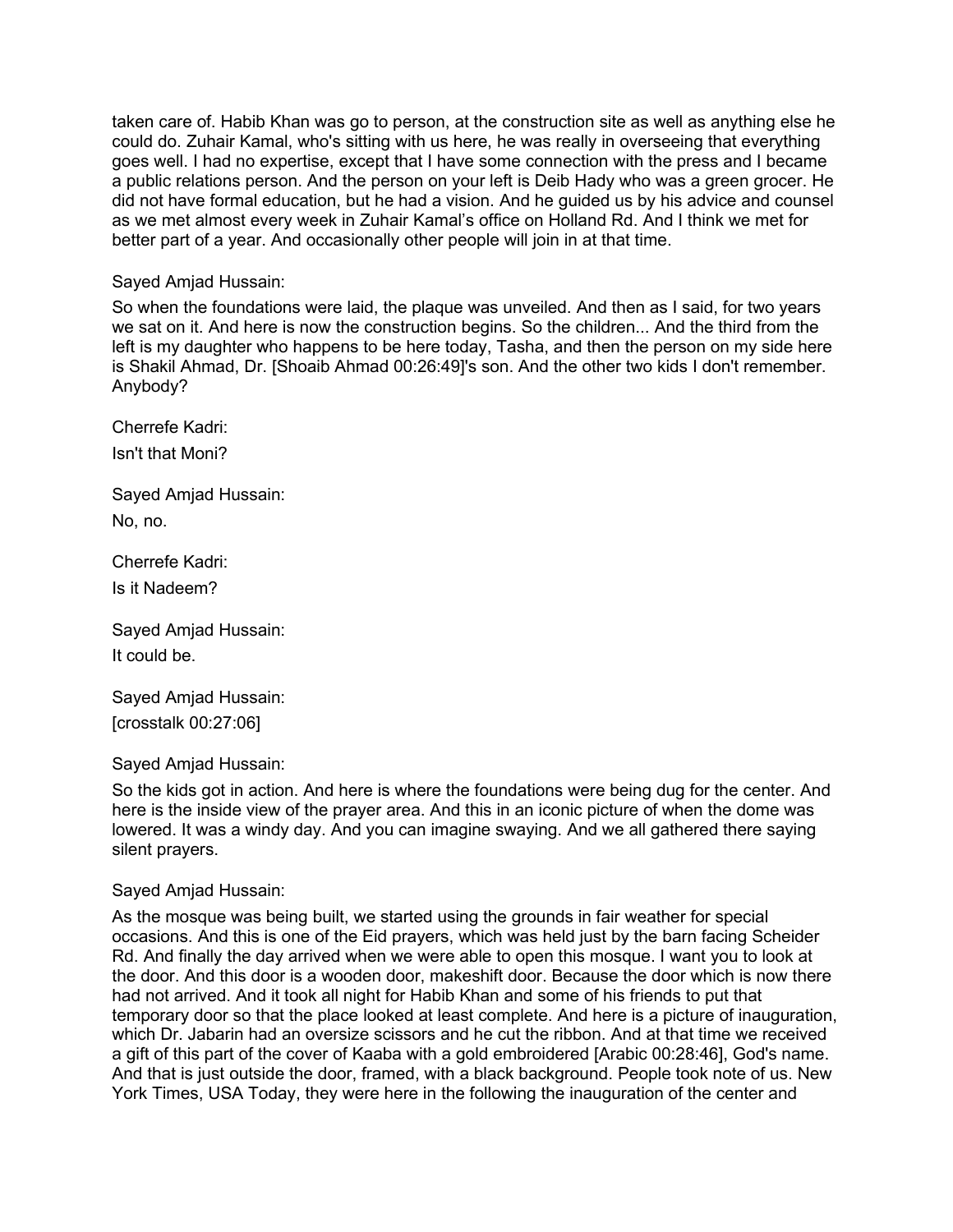taken care of. Habib Khan was go to person, at the construction site as well as anything else he could do. Zuhair Kamal, who's sitting with us here, he was really in overseeing that everything goes well. I had no expertise, except that I have some connection with the press and I became a public relations person. And the person on your left is Deib Hady who was a green grocer. He did not have formal education, but he had a vision. And he guided us by his advice and counsel as we met almost every week in Zuhair Kamal's office on Holland Rd. And I think we met for better part of a year. And occasionally other people will join in at that time.

Sayed Amjad Hussain:

So when the foundations were laid, the plaque was unveiled. And then as I said, for two years we sat on it. And here is now the construction begins. So the children... And the third from the left is my daughter who happens to be here today, Tasha, and then the person on my side here is Shakil Ahmad, Dr. [Shoaib Ahmad 00:26:49]'s son. And the other two kids I don't remember. Anybody?

Cherrefe Kadri:

Isn't that Moni?

Sayed Amjad Hussain:

No, no.

Cherrefe Kadri:

Is it Nadeem?

Sayed Amjad Hussain:

It could be.

Sayed Amjad Hussain:

[crosstalk 00:27:06]

Sayed Amjad Hussain:

So the kids got in action. And here is where the foundations were being dug for the center. And here is the inside view of the prayer area. And this in an iconic picture of when the dome was lowered. It was a windy day. And you can imagine swaying. And we all gathered there saying silent prayers.

Sayed Amjad Hussain:

As the mosque was being built, we started using the grounds in fair weather for special occasions. And this is one of the Eid prayers, which was held just by the barn facing Scheider Rd. And finally the day arrived when we were able to open this mosque. I want you to look at the door. And this door is a wooden door, makeshift door. Because the door which is now there had not arrived. And it took all night for Habib Khan and some of his friends to put that temporary door so that the place looked at least complete. And here is a picture of inauguration, which Dr. Jabarin had an oversize scissors and he cut the ribbon. And at that time we received a gift of this part of the cover of Kaaba with a gold embroidered [Arabic 00:28:46], God's name. And that is just outside the door, framed, with a black background. People took note of us. New York Times, USA Today, they were here in the following the inauguration of the center and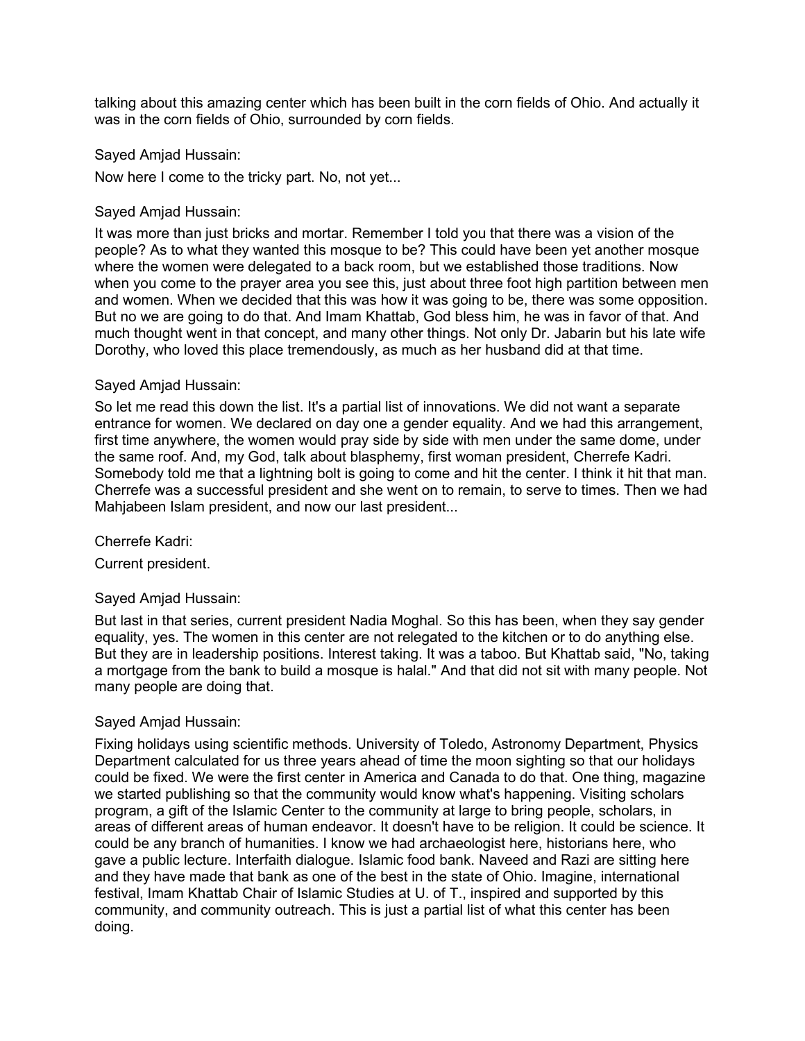talking about this amazing center which has been built in the corn fields of Ohio. And actually it was in the corn fields of Ohio, surrounded by corn fields.

Sayed Amjad Hussain:

Now here I come to the tricky part. No, not yet...

Sayed Amjad Hussain:

It was more than just bricks and mortar. Remember I told you that there was a vision of the people? As to what they wanted this mosque to be? This could have been yet another mosque where the women were delegated to a back room, but we established those traditions. Now when you come to the prayer area you see this, just about three foot high partition between men and women. When we decided that this was how it was going to be, there was some opposition. But no we are going to do that. And Imam Khattab, God bless him, he was in favor of that. And much thought went in that concept, and many other things. Not only Dr. Jabarin but his late wife Dorothy, who loved this place tremendously, as much as her husband did at that time.

Sayed Amjad Hussain:

So let me read this down the list. It's a partial list of innovations. We did not want a separate entrance for women. We declared on day one a gender equality. And we had this arrangement, first time anywhere, the women would pray side by side with men under the same dome, under the same roof. And, my God, talk about blasphemy, first woman president, Cherrefe Kadri. Somebody told me that a lightning bolt is going to come and hit the center. I think it hit that man. Cherrefe was a successful president and she went on to remain, to serve to times. Then we had Mahjabeen Islam president, and now our last president...

Cherrefe Kadri:

Current president.

Sayed Amjad Hussain:

But last in that series, current president Nadia Moghal. So this has been, when they say gender equality, yes. The women in this center are not relegated to the kitchen or to do anything else. But they are in leadership positions. Interest taking. It was a taboo. But Khattab said, "No, taking a mortgage from the bank to build a mosque is halal." And that did not sit with many people. Not many people are doing that.

Sayed Amjad Hussain:

Fixing holidays using scientific methods. University of Toledo, Astronomy Department, Physics Department calculated for us three years ahead of time the moon sighting so that our holidays could be fixed. We were the first center in America and Canada to do that. One thing, magazine we started publishing so that the community would know what's happening. Visiting scholars program, a gift of the Islamic Center to the community at large to bring people, scholars, in areas of different areas of human endeavor. It doesn't have to be religion. It could be science. It could be any branch of humanities. I know we had archaeologist here, historians here, who gave a public lecture. Interfaith dialogue. Islamic food bank. Naveed and Razi are sitting here and they have made that bank as one of the best in the state of Ohio. Imagine, international festival, Imam Khattab Chair of Islamic Studies at U. of T., inspired and supported by this community, and community outreach. This is just a partial list of what this center has been doing.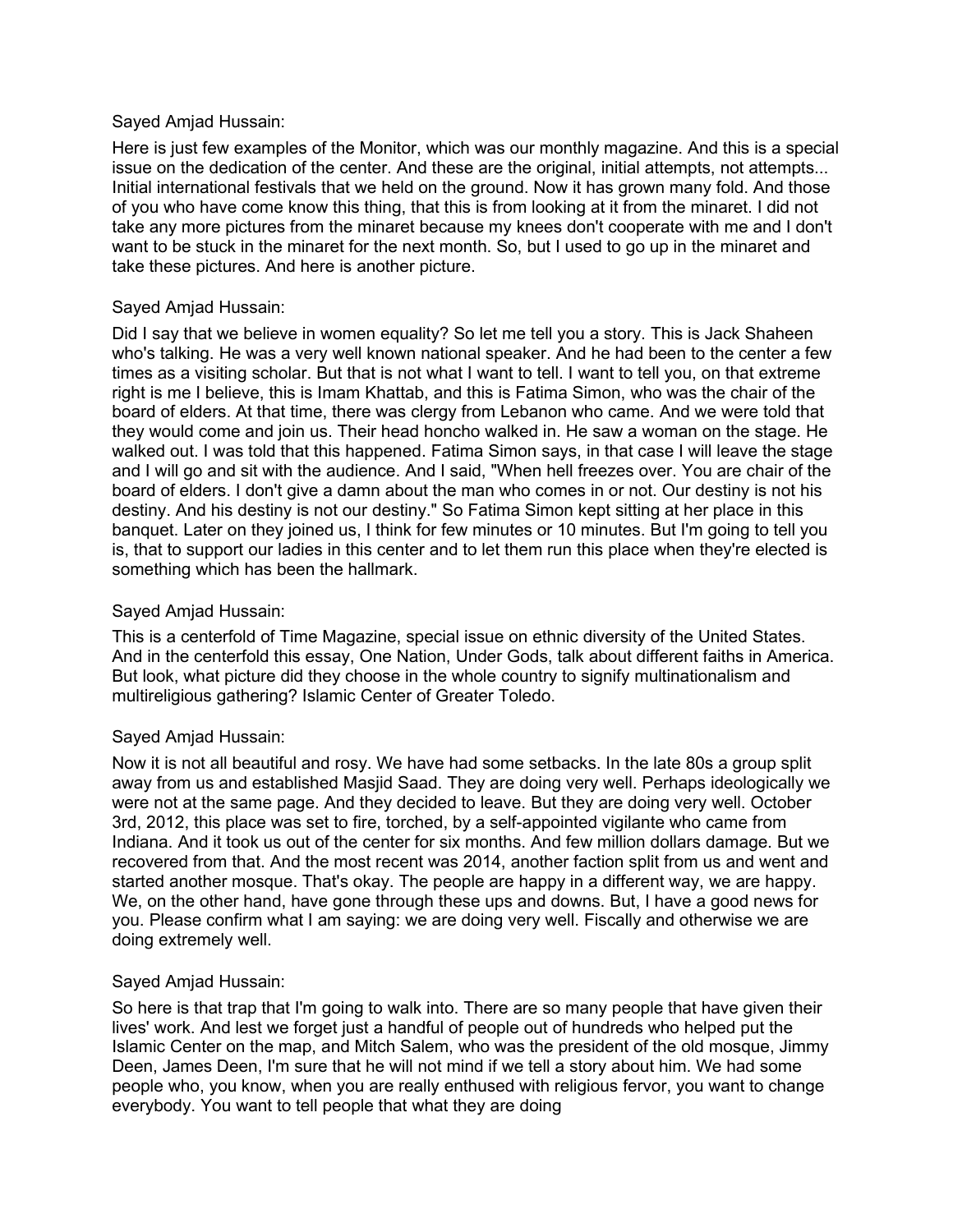Sayed Amjad Hussain:

Here is just few examples of the Monitor, which was our monthly magazine. And this is a special issue on the dedication of the center. And these are the original, initial attempts, not attempts... Initial international festivals that we held on the ground. Now it has grown many fold. And those of you who have come know this thing, that this is from looking at it from the minaret. I did not take any more pictures from the minaret because my knees don't cooperate with me and I don't want to be stuck in the minaret for the next month. So, but I used to go up in the minaret and take these pictures. And here is another picture.

Sayed Amjad Hussain:

Did I say that we believe in women equality? So let me tell you a story. This is Jack Shaheen who's talking. He was a very well known national speaker. And he had been to the center a few times as a visiting scholar. But that is not what I want to tell. I want to tell you, on that extreme right is me I believe, this is Imam Khattab, and this is Fatima Simon, who was the chair of the board of elders. At that time, there was clergy from Lebanon who came. And we were told that they would come and join us. Their head honcho walked in. He saw a woman on the stage. He walked out. I was told that this happened. Fatima Simon says, in that case I will leave the stage and I will go and sit with the audience. And I said, "When hell freezes over. You are chair of the board of elders. I don't give a damn about the man who comes in or not. Our destiny is not his destiny. And his destiny is not our destiny." So Fatima Simon kept sitting at her place in this banquet. Later on they joined us, I think for few minutes or 10 minutes. But I'm going to tell you is, that to support our ladies in this center and to let them run this place when they're elected is something which has been the hallmark.

Sayed Amjad Hussain:

This is a centerfold of Time Magazine, special issue on ethnic diversity of the United States. And in the centerfold this essay, One Nation, Under Gods, talk about different faiths in America. But look, what picture did they choose in the whole country to signify multinationalism and multireligious gathering? Islamic Center of Greater Toledo.

Sayed Amjad Hussain:

Now it is not all beautiful and rosy. We have had some setbacks. In the late 80s a group split away from us and established Masjid Saad. They are doing very well. Perhaps ideologically we were not at the same page. And they decided to leave. But they are doing very well. October 3rd, 2012, this place was set to fire, torched, by a self-appointed vigilante who came from Indiana. And it took us out of the center for six months. And few million dollars damage. But we recovered from that. And the most recent was 2014, another faction split from us and went and started another mosque. That's okay. The people are happy in a different way, we are happy. We, on the other hand, have gone through these ups and downs. But, I have a good news for you. Please confirm what I am saying: we are doing very well. Fiscally and otherwise we are doing extremely well.

Sayed Amjad Hussain:

So here is that trap that I'm going to walk into. There are so many people that have given their lives' work. And lest we forget just a handful of people out of hundreds who helped put the Islamic Center on the map, and Mitch Salem, who was the president of the old mosque, Jimmy Deen, James Deen, I'm sure that he will not mind if we tell a story about him. We had some people who, you know, when you are really enthused with religious fervor, you want to change everybody. You want to tell people that what they are doing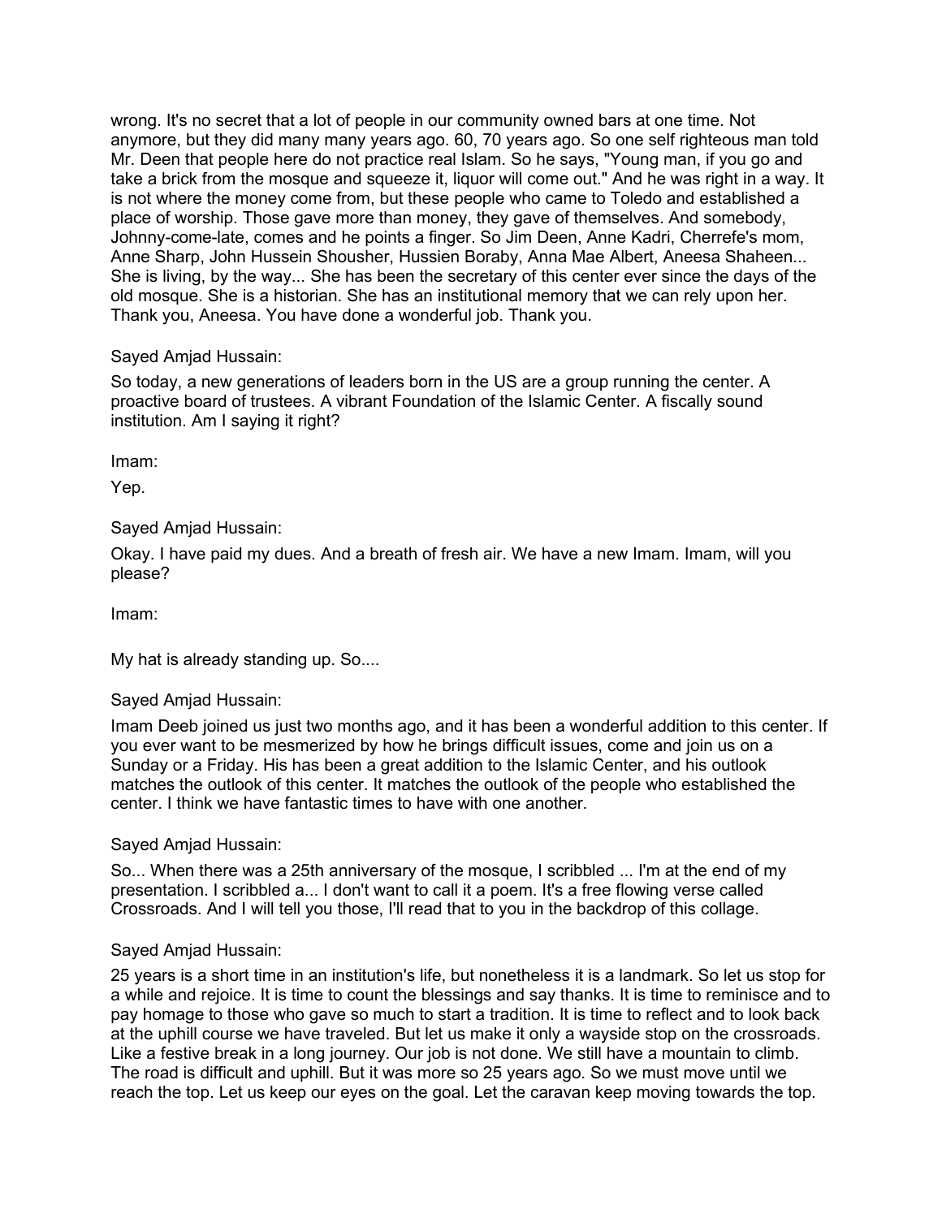wrong. It's no secret that a lot of people in our community owned bars at one time. Not anymore, but they did many many years ago. 60, 70 years ago. So one self righteous man told Mr. Deen that people here do not practice real Islam. So he says, "Young man, if you go and take a brick from the mosque and squeeze it, liquor will come out." And he was right in a way. It is not where the money come from, but these people who came to Toledo and established a place of worship. Those gave more than money, they gave of themselves. And somebody, Johnny-come-late, comes and he points a finger. So Jim Deen, Anne Kadri, Cherrefe's mom, Anne Sharp, John Hussein Shousher, Hussien Boraby, Anna Mae Albert, Aneesa Shaheen... She is living, by the way... She has been the secretary of this center ever since the days of the old mosque. She is a historian. She has an institutional memory that we can rely upon her. Thank you, Aneesa. You have done a wonderful job. Thank you.

Sayed Amjad Hussain:

So today, a new generations of leaders born in the US are a group running the center. A proactive board of trustees. A vibrant Foundation of the Islamic Center. A fiscally sound institution. Am I saying it right?

Imam:

Yep.

Sayed Amjad Hussain:

Okay. I have paid my dues. And a breath of fresh air. We have a new Imam. Imam, will you please?

Imam:

My hat is already standing up. So....

Sayed Amjad Hussain:

Imam Deeb joined us just two months ago, and it has been a wonderful addition to this center. If you ever want to be mesmerized by how he brings difficult issues, come and join us on a Sunday or a Friday. His has been a great addition to the Islamic Center, and his outlook matches the outlook of this center. It matches the outlook of the people who established the center. I think we have fantastic times to have with one another.

Sayed Amjad Hussain:

So... When there was a 25th anniversary of the mosque, I scribbled ... I'm at the end of my presentation. I scribbled a... I don't want to call it a poem. It's a free flowing verse called Crossroads. And I will tell you those, I'll read that to you in the backdrop of this collage.

Sayed Amjad Hussain:

25 years is a short time in an institution's life, but nonetheless it is a landmark. So let us stop for a while and rejoice. It is time to count the blessings and say thanks. It is time to reminisce and to pay homage to those who gave so much to start a tradition. It is time to reflect and to look back at the uphill course we have traveled. But let us make it only a wayside stop on the crossroads. Like a festive break in a long journey. Our job is not done. We still have a mountain to climb. The road is difficult and uphill. But it was more so 25 years ago. So we must move until we reach the top. Let us keep our eyes on the goal. Let the caravan keep moving towards the top.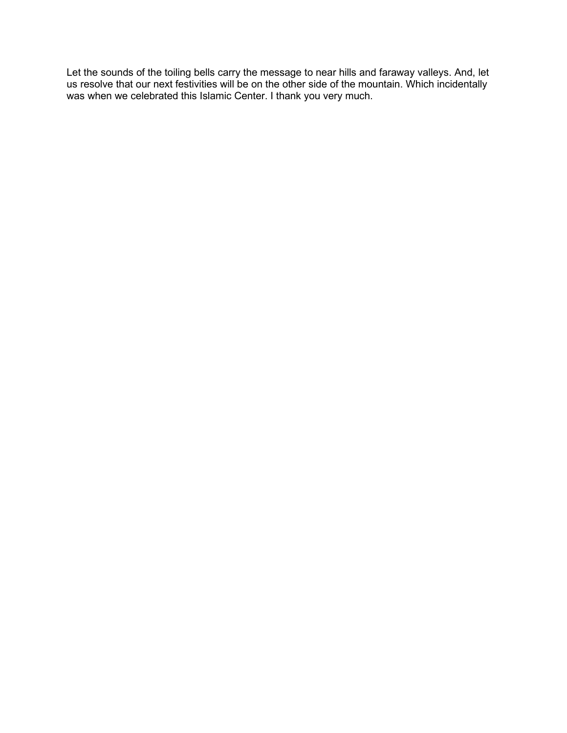Let the sounds of the toiling bells carry the message to near hills and faraway valleys. And, let us resolve that our next festivities will be on the other side of the mountain. Which incidentally was when we celebrated this Islamic Center. I thank you very much.